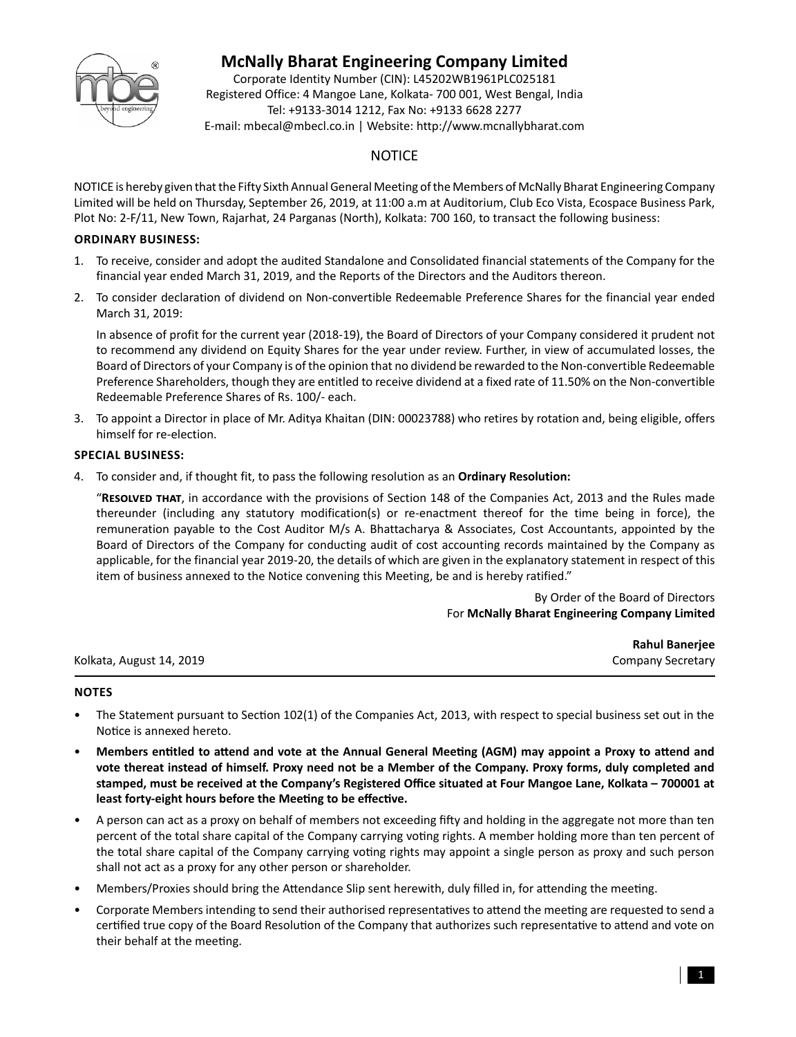# McNally Bharat Engineering Company Limited

Corporate Identity Number (CIN): L45202WB1961PLC025181
Registered Office: 4 Mangoe Lane, Kolkata- 700 001, West Bengal, India
Tel: +9133-3014 1212, Fax No: +9133 6628 2277
E-mail: mbecal@mbecl.co.in | Website: http://www.mcnallybharat.com

## NOTICE

NOTICE is hereby given that the Fifty Sixth Annual General Meeting of the Members of McNally Bharat Engineering Company Limited will be held on Thursday, September 26, 2019, at 11:00 a.m at Auditorium, Club Eco Vista, Ecospace Business Park, Plot No: 2-F/11, New Town, Rajarhat, 24 Parganas (North), Kolkata: 700 160, to transact the following business:

### ORDINARY BUSINESS:

1. To receive, consider and adopt the audited Standalone and Consolidated financial statements of the Company for the financial year ended March 31, 2019, and the Reports of the Directors and the Auditors thereon.
2. To consider declaration of dividend on Non-convertible Redeemable Preference Shares for the financial year ended March 31, 2019:

   In absence of profit for the current year (2018-19), the Board of Directors of your Company considered it prudent not to recommend any dividend on Equity Shares for the year under review. Further, in view of accumulated losses, the Board of Directors of your Company is of the opinion that no dividend be rewarded to the Non-convertible Redeemable Preference Shareholders, though they are entitled to receive dividend at a fixed rate of 11.50% on the Non-convertible Redeemable Preference Shares of Rs. 100/- each.
3. To appoint a Director in place of Mr. Aditya Khaitan (DIN: 00023788) who retires by rotation and, being eligible, offers himself for re-election.

### SPECIAL BUSINESS:

4. To consider and, if thought fit, to pass the following resolution as an **Ordinary Resolution:**

   "**RESOLVED THAT**, in accordance with the provisions of Section 148 of the Companies Act, 2013 and the Rules made thereunder (including any statutory modification(s) or re-enactment thereof for the time being in force), the remuneration payable to the Cost Auditor M/s A. Bhattacharya & Associates, Cost Accountants, appointed by the Board of Directors of the Company for conducting audit of cost accounting records maintained by the Company as applicable, for the financial year 2019-20, the details of which are given in the explanatory statement in respect of this item of business annexed to the Notice convening this Meeting, be and is hereby ratified."

By Order of the Board of Directors
For **McNally Bharat Engineering Company Limited**

**Rahul Banerjee**
Company Secretary

Kolkata, August 14, 2019

### NOTES

- The Statement pursuant to Section 102(1) of the Companies Act, 2013, with respect to special business set out in the Notice is annexed hereto.
- **Members entitled to attend and vote at the Annual General Meeting (AGM) may appoint a Proxy to attend and vote thereat instead of himself. Proxy need not be a Member of the Company. Proxy forms, duly completed and stamped, must be received at the Company's Registered Office situated at Four Mangoe Lane, Kolkata – 700001 at least forty-eight hours before the Meeting to be effective.**
- A person can act as a proxy on behalf of members not exceeding fifty and holding in the aggregate not more than ten percent of the total share capital of the Company carrying voting rights. A member holding more than ten percent of the total share capital of the Company carrying voting rights may appoint a single person as proxy and such person shall not act as a proxy for any other person or shareholder.
- Members/Proxies should bring the Attendance Slip sent herewith, duly filled in, for attending the meeting.
- Corporate Members intending to send their authorised representatives to attend the meeting are requested to send a certified true copy of the Board Resolution of the Company that authorizes such representative to attend and vote on their behalf at the meeting.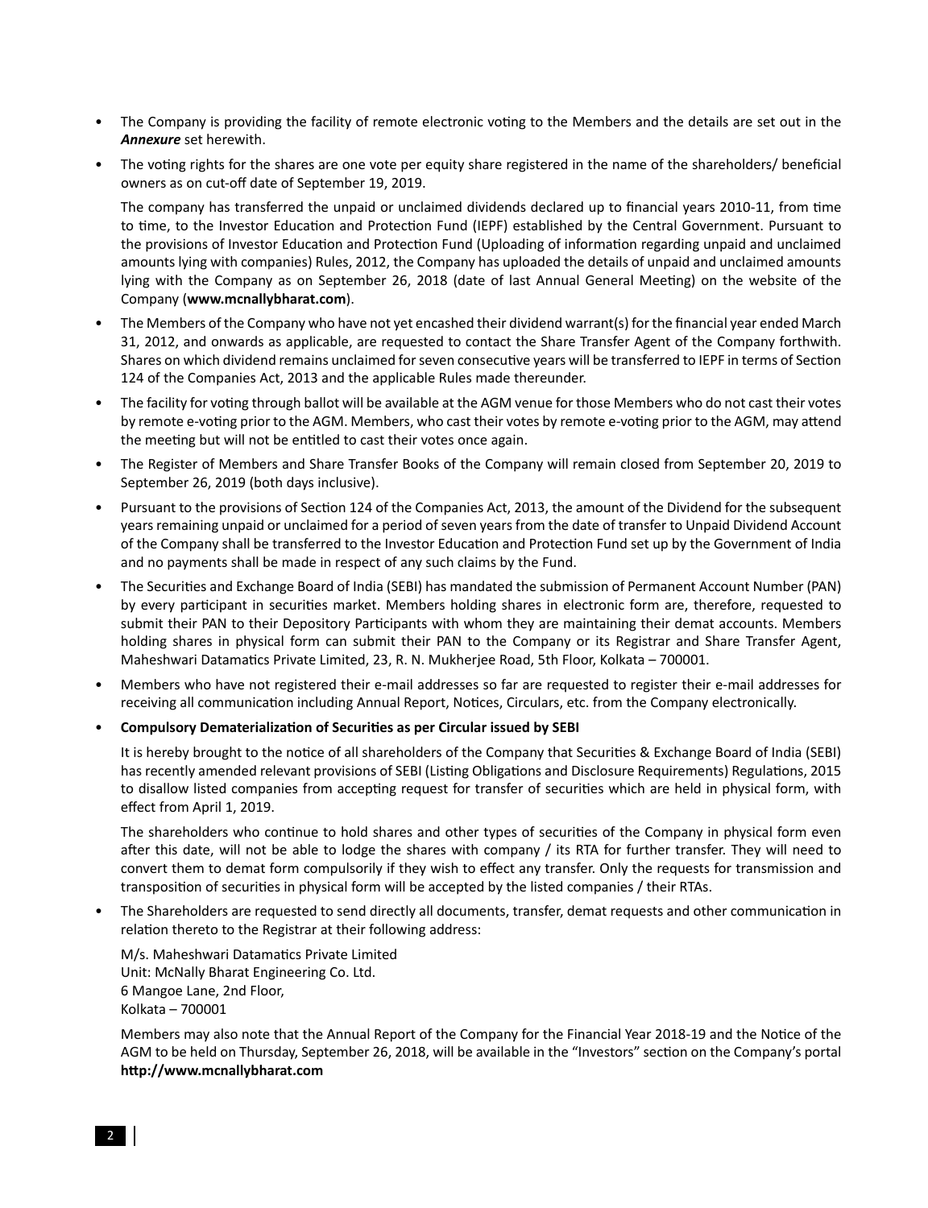- The Company is providing the facility of remote electronic voting to the Members and the details are set out in the ***Annexure*** set herewith.
- The voting rights for the shares are one vote per equity share registered in the name of the shareholders/ beneficial owners as on cut-off date of September 19, 2019.

  The company has transferred the unpaid or unclaimed dividends declared up to financial years 2010-11, from time to time, to the Investor Education and Protection Fund (IEPF) established by the Central Government. Pursuant to the provisions of Investor Education and Protection Fund (Uploading of information regarding unpaid and unclaimed amounts lying with companies) Rules, 2012, the Company has uploaded the details of unpaid and unclaimed amounts lying with the Company as on September 26, 2018 (date of last Annual General Meeting) on the website of the Company (**www.mcnallybharat.com**).
- The Members of the Company who have not yet encashed their dividend warrant(s) for the financial year ended March 31, 2012, and onwards as applicable, are requested to contact the Share Transfer Agent of the Company forthwith. Shares on which dividend remains unclaimed for seven consecutive years will be transferred to IEPF in terms of Section 124 of the Companies Act, 2013 and the applicable Rules made thereunder.
- The facility for voting through ballot will be available at the AGM venue for those Members who do not cast their votes by remote e-voting prior to the AGM. Members, who cast their votes by remote e-voting prior to the AGM, may attend the meeting but will not be entitled to cast their votes once again.
- The Register of Members and Share Transfer Books of the Company will remain closed from September 20, 2019 to September 26, 2019 (both days inclusive).
- Pursuant to the provisions of Section 124 of the Companies Act, 2013, the amount of the Dividend for the subsequent years remaining unpaid or unclaimed for a period of seven years from the date of transfer to Unpaid Dividend Account of the Company shall be transferred to the Investor Education and Protection Fund set up by the Government of India and no payments shall be made in respect of any such claims by the Fund.
- The Securities and Exchange Board of India (SEBI) has mandated the submission of Permanent Account Number (PAN) by every participant in securities market. Members holding shares in electronic form are, therefore, requested to submit their PAN to their Depository Participants with whom they are maintaining their demat accounts. Members holding shares in physical form can submit their PAN to the Company or its Registrar and Share Transfer Agent, Maheshwari Datamatics Private Limited, 23, R. N. Mukherjee Road, 5th Floor, Kolkata – 700001.
- Members who have not registered their e-mail addresses so far are requested to register their e-mail addresses for receiving all communication including Annual Report, Notices, Circulars, etc. from the Company electronically.
- **Compulsory Dematerialization of Securities as per Circular issued by SEBI**

  It is hereby brought to the notice of all shareholders of the Company that Securities & Exchange Board of India (SEBI) has recently amended relevant provisions of SEBI (Listing Obligations and Disclosure Requirements) Regulations, 2015 to disallow listed companies from accepting request for transfer of securities which are held in physical form, with effect from April 1, 2019.

  The shareholders who continue to hold shares and other types of securities of the Company in physical form even after this date, will not be able to lodge the shares with company / its RTA for further transfer. They will need to convert them to demat form compulsorily if they wish to effect any transfer. Only the requests for transmission and transposition of securities in physical form will be accepted by the listed companies / their RTAs.
- The Shareholders are requested to send directly all documents, transfer, demat requests and other communication in relation thereto to the Registrar at their following address:

  M/s. Maheshwari Datamatics Private Limited
  Unit: McNally Bharat Engineering Co. Ltd.
  6 Mangoe Lane, 2nd Floor,
  Kolkata – 700001

  Members may also note that the Annual Report of the Company for the Financial Year 2018-19 and the Notice of the AGM to be held on Thursday, September 26, 2018, will be available in the "Investors" section on the Company's portal **http://www.mcnallybharat.com**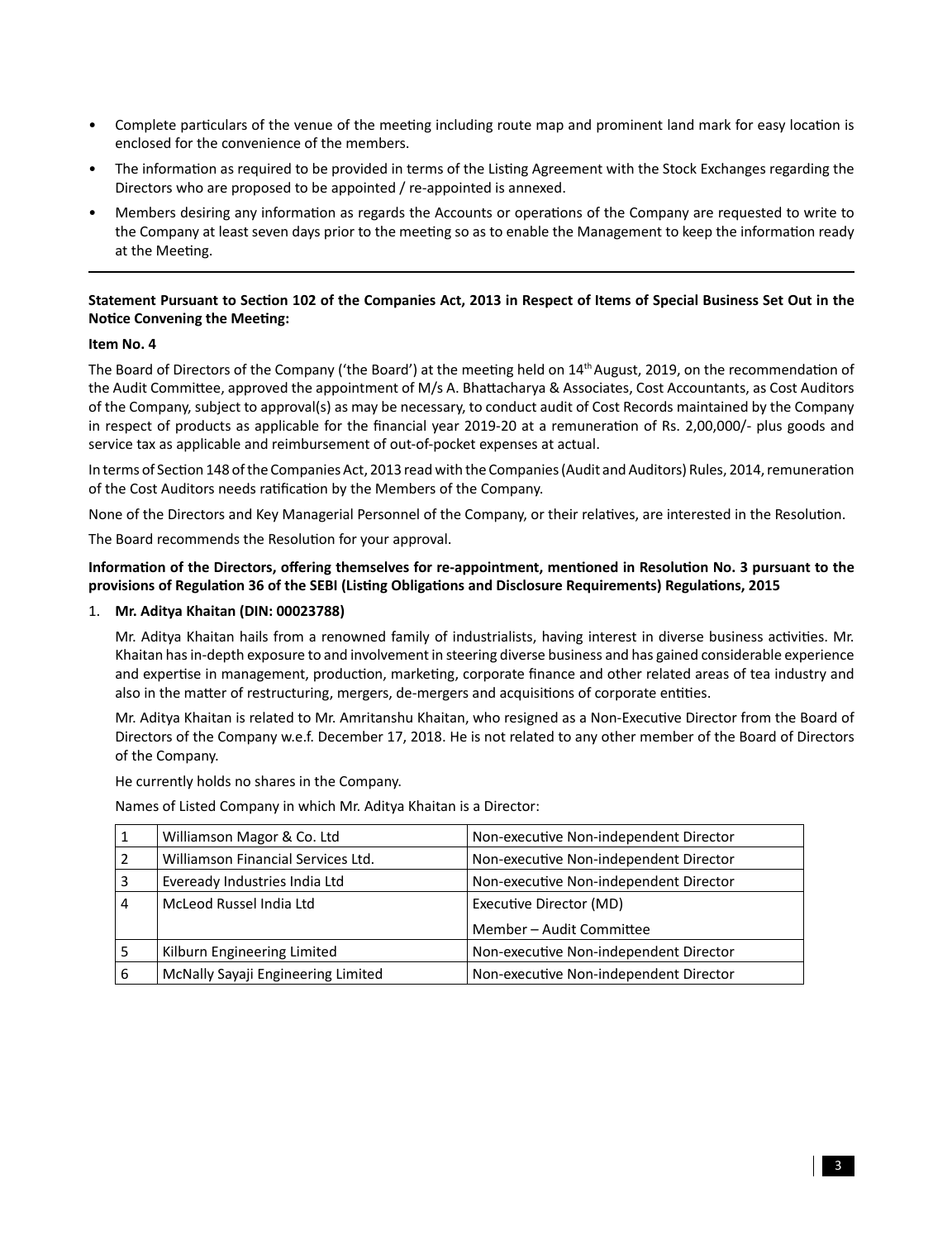- Complete particulars of the venue of the meeting including route map and prominent land mark for easy location is enclosed for the convenience of the members.
- The information as required to be provided in terms of the Listing Agreement with the Stock Exchanges regarding the Directors who are proposed to be appointed / re-appointed is annexed.
- Members desiring any information as regards the Accounts or operations of the Company are requested to write to the Company at least seven days prior to the meeting so as to enable the Management to keep the information ready at the Meeting.

---

**Statement Pursuant to Section 102 of the Companies Act, 2013 in Respect of Items of Special Business Set Out in the Notice Convening the Meeting:**

**Item No. 4**

The Board of Directors of the Company ('the Board') at the meeting held on 14th August, 2019, on the recommendation of the Audit Committee, approved the appointment of M/s A. Bhattacharya & Associates, Cost Accountants, as Cost Auditors of the Company, subject to approval(s) as may be necessary, to conduct audit of Cost Records maintained by the Company in respect of products as applicable for the financial year 2019-20 at a remuneration of Rs. 2,00,000/- plus goods and service tax as applicable and reimbursement of out-of-pocket expenses at actual.

In terms of Section 148 of the Companies Act, 2013 read with the Companies (Audit and Auditors) Rules, 2014, remuneration of the Cost Auditors needs ratification by the Members of the Company.

None of the Directors and Key Managerial Personnel of the Company, or their relatives, are interested in the Resolution.

The Board recommends the Resolution for your approval.

**Information of the Directors, offering themselves for re-appointment, mentioned in Resolution No. 3 pursuant to the provisions of Regulation 36 of the SEBI (Listing Obligations and Disclosure Requirements) Regulations, 2015**

1. **Mr. Aditya Khaitan (DIN: 00023788)**

   Mr. Aditya Khaitan hails from a renowned family of industrialists, having interest in diverse business activities. Mr. Khaitan has in-depth exposure to and involvement in steering diverse business and has gained considerable experience and expertise in management, production, marketing, corporate finance and other related areas of tea industry and also in the matter of restructuring, mergers, de-mergers and acquisitions of corporate entities.

   Mr. Aditya Khaitan is related to Mr. Amritanshu Khaitan, who resigned as a Non-Executive Director from the Board of Directors of the Company w.e.f. December 17, 2018. He is not related to any other member of the Board of Directors of the Company.

   He currently holds no shares in the Company.

   Names of Listed Company in which Mr. Aditya Khaitan is a Director:

| | | |
|---|---|---|
| 1 | Williamson Magor & Co. Ltd | Non-executive Non-independent Director |
| 2 | Williamson Financial Services Ltd. | Non-executive Non-independent Director |
| 3 | Eveready Industries India Ltd | Non-executive Non-independent Director |
| 4 | McLeod Russel India Ltd | Executive Director (MD)<br>Member – Audit Committee |
| 5 | Kilburn Engineering Limited | Non-executive Non-independent Director |
| 6 | McNally Sayaji Engineering Limited | Non-executive Non-independent Director |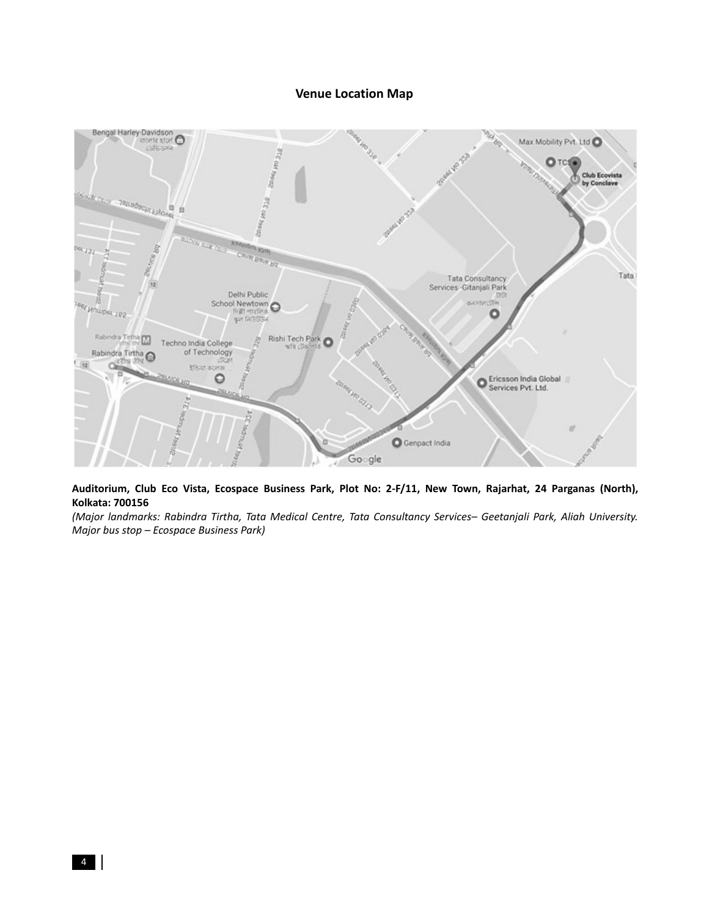## Venue Location Map

**Auditorium, Club Eco Vista, Ecospace Business Park, Plot No: 2-F/11, New Town, Rajarhat, 24 Parganas (North), Kolkata: 700156**

*(Major landmarks: Rabindra Tirtha, Tata Medical Centre, Tata Consultancy Services– Geetanjali Park, Aliah University. Major bus stop – Ecospace Business Park)*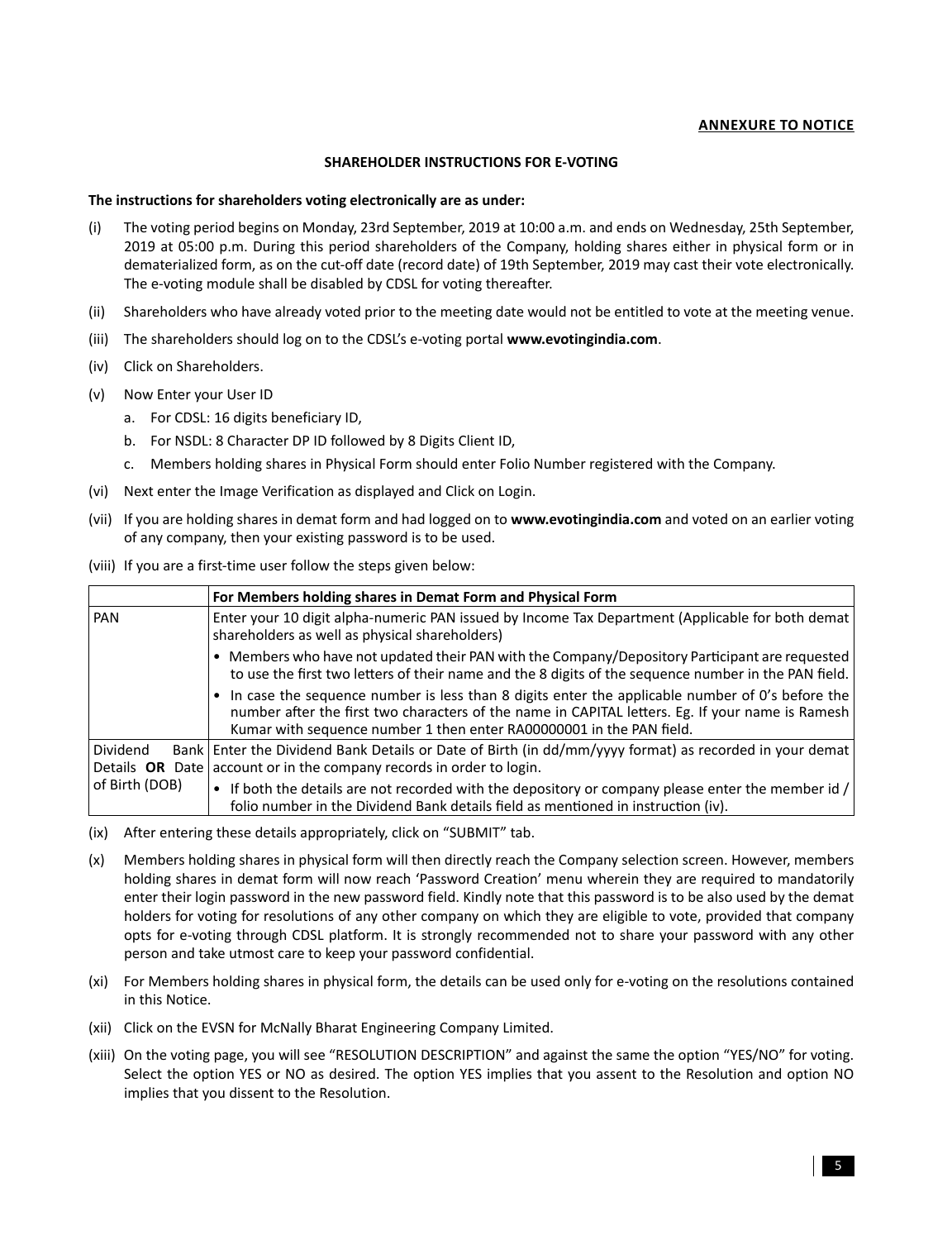**ANNEXURE TO NOTICE**

**SHAREHOLDER INSTRUCTIONS FOR E-VOTING**

**The instructions for shareholders voting electronically are as under:**

(i) The voting period begins on Monday, 23rd September, 2019 at 10:00 a.m. and ends on Wednesday, 25th September, 2019 at 05:00 p.m. During this period shareholders of the Company, holding shares either in physical form or in dematerialized form, as on the cut-off date (record date) of 19th September, 2019 may cast their vote electronically. The e-voting module shall be disabled by CDSL for voting thereafter.

(ii) Shareholders who have already voted prior to the meeting date would not be entitled to vote at the meeting venue.

(iii) The shareholders should log on to the CDSL's e-voting portal **www.evotingindia.com**.

(iv) Click on Shareholders.

(v) Now Enter your User ID

a. For CDSL: 16 digits beneficiary ID,

b. For NSDL: 8 Character DP ID followed by 8 Digits Client ID,

c. Members holding shares in Physical Form should enter Folio Number registered with the Company.

(vi) Next enter the Image Verification as displayed and Click on Login.

(vii) If you are holding shares in demat form and had logged on to **www.evotingindia.com** and voted on an earlier voting of any company, then your existing password is to be used.

(viii) If you are a first-time user follow the steps given below:

| | **For Members holding shares in Demat Form and Physical Form** |
|---|---|
| PAN | Enter your 10 digit alpha-numeric PAN issued by Income Tax Department (Applicable for both demat shareholders as well as physical shareholders)<br>• Members who have not updated their PAN with the Company/Depository Participant are requested to use the first two letters of their name and the 8 digits of the sequence number in the PAN field.<br>• In case the sequence number is less than 8 digits enter the applicable number of 0's before the number after the first two characters of the name in CAPITAL letters. Eg. If your name is Ramesh Kumar with sequence number 1 then enter RA00000001 in the PAN field. |
| Dividend Bank Details **OR** Date of Birth (DOB) | Enter the Dividend Bank Details or Date of Birth (in dd/mm/yyyy format) as recorded in your demat account or in the company records in order to login.<br>• If both the details are not recorded with the depository or company please enter the member id / folio number in the Dividend Bank details field as mentioned in instruction (iv). |

(ix) After entering these details appropriately, click on "SUBMIT" tab.

(x) Members holding shares in physical form will then directly reach the Company selection screen. However, members holding shares in demat form will now reach 'Password Creation' menu wherein they are required to mandatorily enter their login password in the new password field. Kindly note that this password is to be also used by the demat holders for voting for resolutions of any other company on which they are eligible to vote, provided that company opts for e-voting through CDSL platform. It is strongly recommended not to share your password with any other person and take utmost care to keep your password confidential.

(xi) For Members holding shares in physical form, the details can be used only for e-voting on the resolutions contained in this Notice.

(xii) Click on the EVSN for McNally Bharat Engineering Company Limited.

(xiii) On the voting page, you will see "RESOLUTION DESCRIPTION" and against the same the option "YES/NO" for voting. Select the option YES or NO as desired. The option YES implies that you assent to the Resolution and option NO implies that you dissent to the Resolution.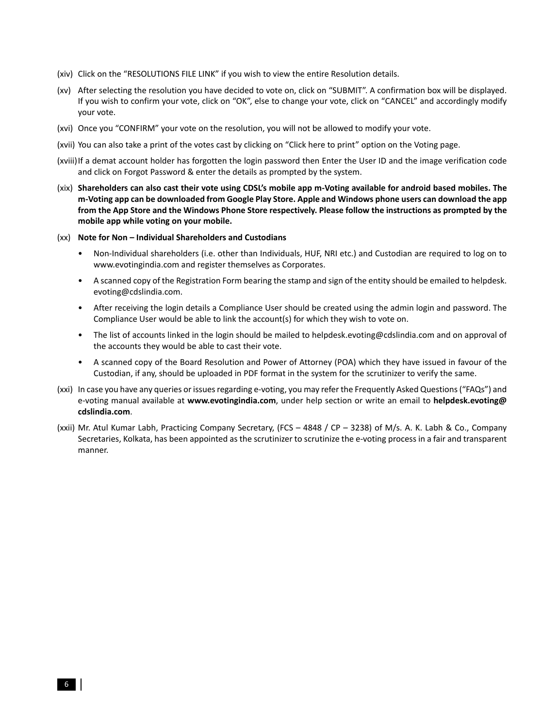(xiv) Click on the "RESOLUTIONS FILE LINK" if you wish to view the entire Resolution details.

(xv) After selecting the resolution you have decided to vote on, click on "SUBMIT". A confirmation box will be displayed. If you wish to confirm your vote, click on "OK", else to change your vote, click on "CANCEL" and accordingly modify your vote.

(xvi) Once you "CONFIRM" your vote on the resolution, you will not be allowed to modify your vote.

(xvii) You can also take a print of the votes cast by clicking on "Click here to print" option on the Voting page.

(xviii) If a demat account holder has forgotten the login password then Enter the User ID and the image verification code and click on Forgot Password & enter the details as prompted by the system.

(xix) **Shareholders can also cast their vote using CDSL's mobile app m-Voting available for android based mobiles. The m-Voting app can be downloaded from Google Play Store. Apple and Windows phone users can download the app from the App Store and the Windows Phone Store respectively. Please follow the instructions as prompted by the mobile app while voting on your mobile.**

(xx) **Note for Non – Individual Shareholders and Custodians**

- Non-Individual shareholders (i.e. other than Individuals, HUF, NRI etc.) and Custodian are required to log on to www.evotingindia.com and register themselves as Corporates.
- A scanned copy of the Registration Form bearing the stamp and sign of the entity should be emailed to helpdesk.evoting@cdslindia.com.
- After receiving the login details a Compliance User should be created using the admin login and password. The Compliance User would be able to link the account(s) for which they wish to vote on.
- The list of accounts linked in the login should be mailed to helpdesk.evoting@cdslindia.com and on approval of the accounts they would be able to cast their vote.
- A scanned copy of the Board Resolution and Power of Attorney (POA) which they have issued in favour of the Custodian, if any, should be uploaded in PDF format in the system for the scrutinizer to verify the same.

(xxi) In case you have any queries or issues regarding e-voting, you may refer the Frequently Asked Questions ("FAQs") and e-voting manual available at **www.evotingindia.com**, under help section or write an email to **helpdesk.evoting@cdslindia.com**.

(xxii) Mr. Atul Kumar Labh, Practicing Company Secretary, (FCS – 4848 / CP – 3238) of M/s. A. K. Labh & Co., Company Secretaries, Kolkata, has been appointed as the scrutinizer to scrutinize the e-voting process in a fair and transparent manner.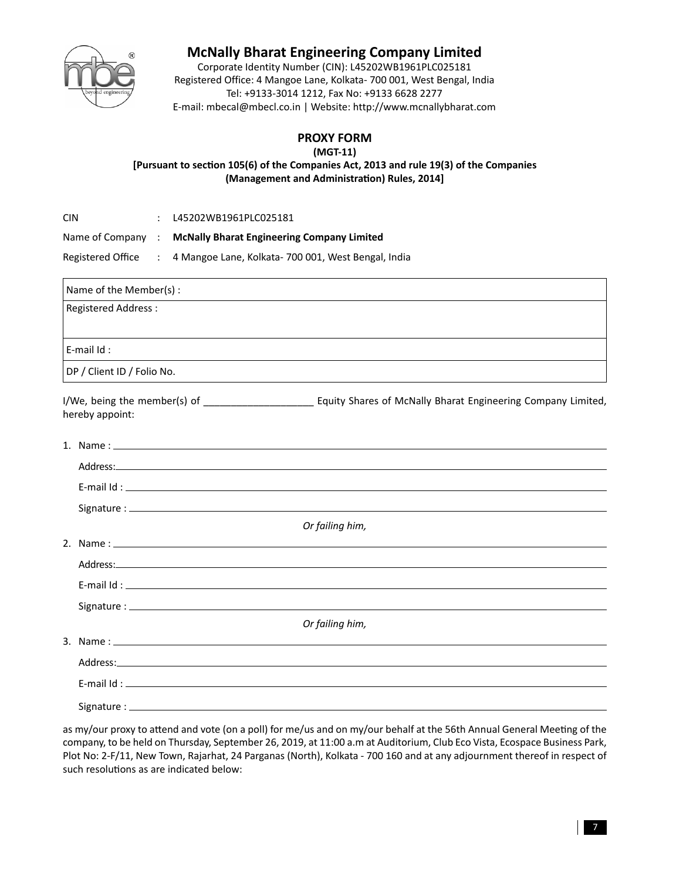# McNally Bharat Engineering Company Limited

Corporate Identity Number (CIN): L45202WB1961PLC025181
Registered Office: 4 Mangoe Lane, Kolkata- 700 001, West Bengal, India
Tel: +9133-3014 1212, Fax No: +9133 6628 2277
E-mail: mbecal@mbecl.co.in | Website: http://www.mcnallybharat.com

## PROXY FORM

**(MGT-11)**

**[Pursuant to section 105(6) of the Companies Act, 2013 and rule 19(3) of the Companies (Management and Administration) Rules, 2014]**

CIN : L45202WB1961PLC025181

Name of Company : **McNally Bharat Engineering Company Limited**

Registered Office : 4 Mangoe Lane, Kolkata- 700 001, West Bengal, India

| Name of the Member(s) : |
|---|
| Registered Address : |
| E-mail Id : |
| DP / Client ID / Folio No. |

I/We, being the member(s) of ____________________ Equity Shares of McNally Bharat Engineering Company Limited, hereby appoint:

1. Name : ____________________

   Address: ____________________

   E-mail Id : ____________________

   Signature : ____________________

*Or failing him,*

2. Name : ____________________

   Address: ____________________

   E-mail Id : ____________________

   Signature : ____________________

*Or failing him,*

3. Name : ____________________

   Address: ____________________

   E-mail Id : ____________________

   Signature : ____________________

as my/our proxy to attend and vote (on a poll) for me/us and on my/our behalf at the 56th Annual General Meeting of the company, to be held on Thursday, September 26, 2019, at 11:00 a.m at Auditorium, Club Eco Vista, Ecospace Business Park, Plot No: 2-F/11, New Town, Rajarhat, 24 Parganas (North), Kolkata - 700 160 and at any adjournment thereof in respect of such resolutions as are indicated below: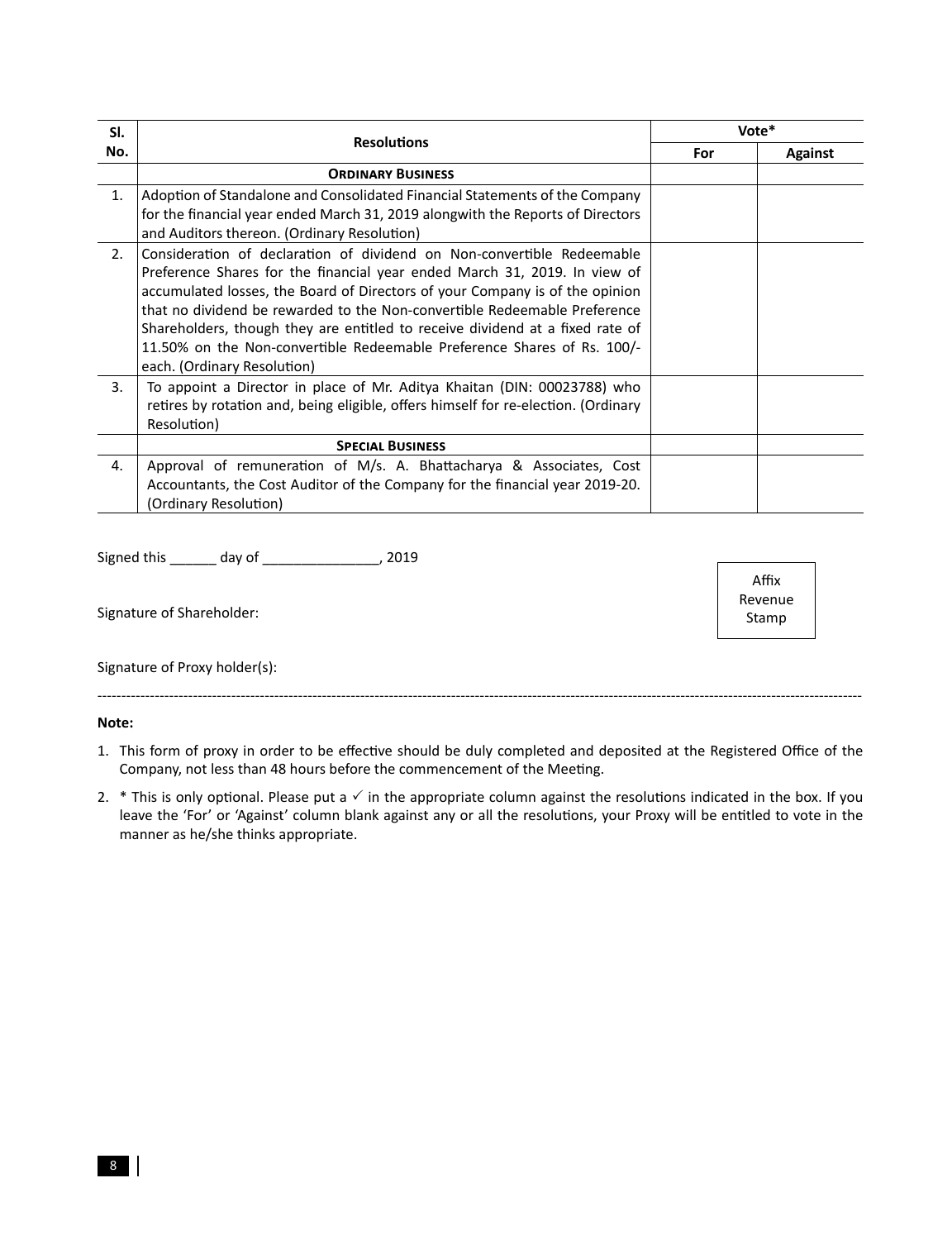| Sl. No. | Resolutions | Vote* | |
|---|---|---|---|
| | | For | Against |
| | **ORDINARY BUSINESS** | | |
| 1. | Adoption of Standalone and Consolidated Financial Statements of the Company for the financial year ended March 31, 2019 alongwith the Reports of Directors and Auditors thereon. (Ordinary Resolution) | | |
| 2. | Consideration of declaration of dividend on Non-convertible Redeemable Preference Shares for the financial year ended March 31, 2019. In view of accumulated losses, the Board of Directors of your Company is of the opinion that no dividend be rewarded to the Non-convertible Redeemable Preference Shareholders, though they are entitled to receive dividend at a fixed rate of 11.50% on the Non-convertible Redeemable Preference Shares of Rs. 100/- each. (Ordinary Resolution) | | |
| 3. | To appoint a Director in place of Mr. Aditya Khaitan (DIN: 00023788) who retires by rotation and, being eligible, offers himself for re-election. (Ordinary Resolution) | | |
| | **SPECIAL BUSINESS** | | |
| 4. | Approval of remuneration of M/s. A. Bhattacharya & Associates, Cost Accountants, the Cost Auditor of the Company for the financial year 2019-20. (Ordinary Resolution) | | |

Signed this ______ day of _______________, 2019

Signature of Shareholder:

Affix Revenue Stamp

Signature of Proxy holder(s):

---

**Note:**

1. This form of proxy in order to be effective should be duly completed and deposited at the Registered Office of the Company, not less than 48 hours before the commencement of the Meeting.
2. * This is only optional. Please put a ✓ in the appropriate column against the resolutions indicated in the box. If you leave the 'For' or 'Against' column blank against any or all the resolutions, your Proxy will be entitled to vote in the manner as he/she thinks appropriate.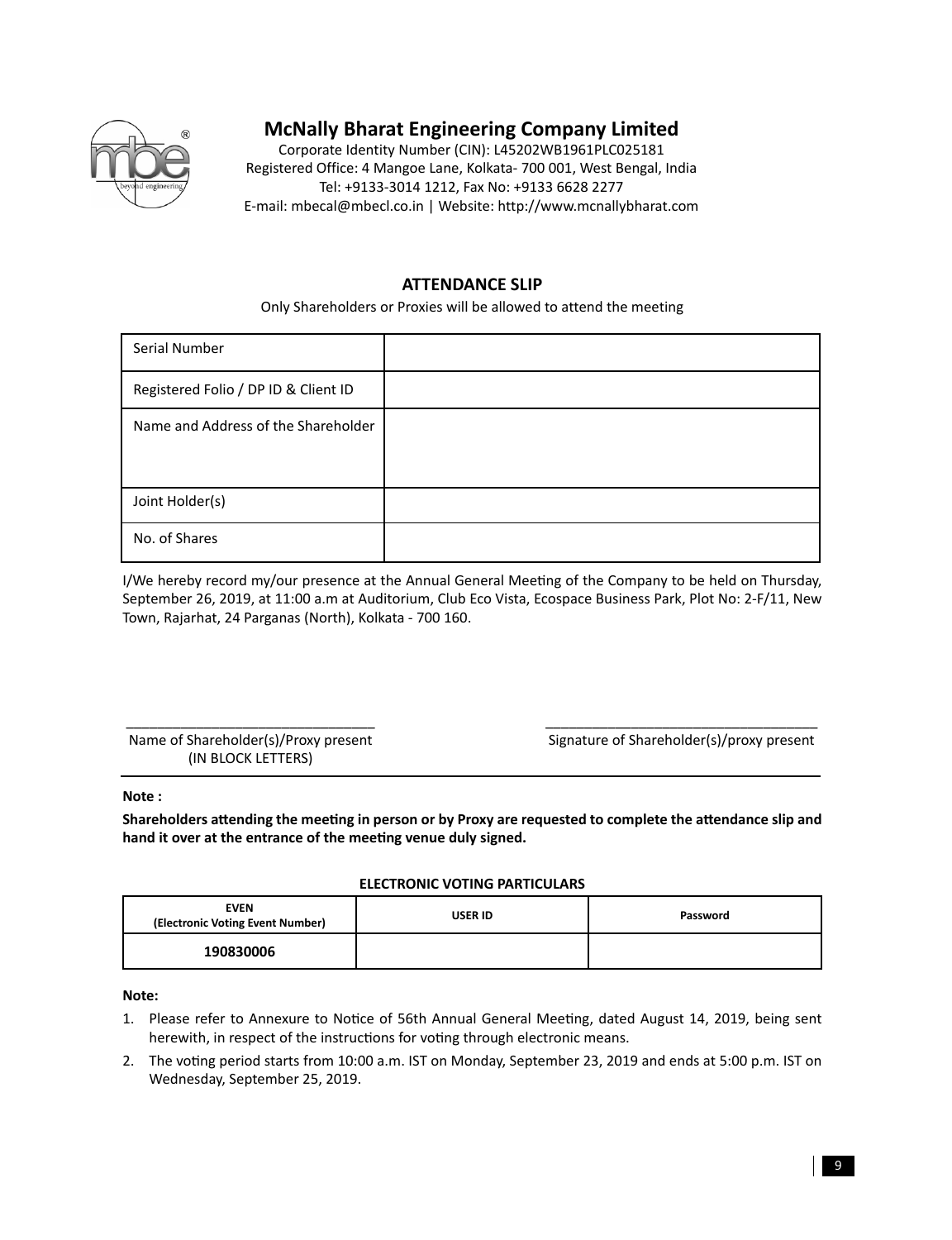# McNally Bharat Engineering Company Limited

Corporate Identity Number (CIN): L45202WB1961PLC025181
Registered Office: 4 Mangoe Lane, Kolkata- 700 001, West Bengal, India
Tel: +9133-3014 1212, Fax No: +9133 6628 2277
E-mail: mbecal@mbecl.co.in | Website: http://www.mcnallybharat.com

## ATTENDANCE SLIP

Only Shareholders or Proxies will be allowed to attend the meeting

| | |
|---|---|
| Serial Number | |
| Registered Folio / DP ID & Client ID | |
| Name and Address of the Shareholder | |
| Joint Holder(s) | |
| No. of Shares | |

I/We hereby record my/our presence at the Annual General Meeting of the Company to be held on Thursday, September 26, 2019, at 11:00 a.m at Auditorium, Club Eco Vista, Ecospace Business Park, Plot No: 2-F/11, New Town, Rajarhat, 24 Parganas (North), Kolkata - 700 160.

\_\_\_\_\_\_\_\_\_\_\_\_\_\_\_\_\_\_\_\_\_\_\_\_\_\_\_\_\_\_
Name of Shareholder(s)/Proxy present
(IN BLOCK LETTERS)

\_\_\_\_\_\_\_\_\_\_\_\_\_\_\_\_\_\_\_\_\_\_\_\_\_\_\_\_\_\_
Signature of Shareholder(s)/proxy present

**Note :**

**Shareholders attending the meeting in person or by Proxy are requested to complete the attendance slip and hand it over at the entrance of the meeting venue duly signed.**

**ELECTRONIC VOTING PARTICULARS**

| EVEN (Electronic Voting Event Number) | USER ID | Password |
|---|---|---|
| **190830006** | | |

**Note:**

1. Please refer to Annexure to Notice of 56th Annual General Meeting, dated August 14, 2019, being sent herewith, in respect of the instructions for voting through electronic means.
2. The voting period starts from 10:00 a.m. IST on Monday, September 23, 2019 and ends at 5:00 p.m. IST on Wednesday, September 25, 2019.